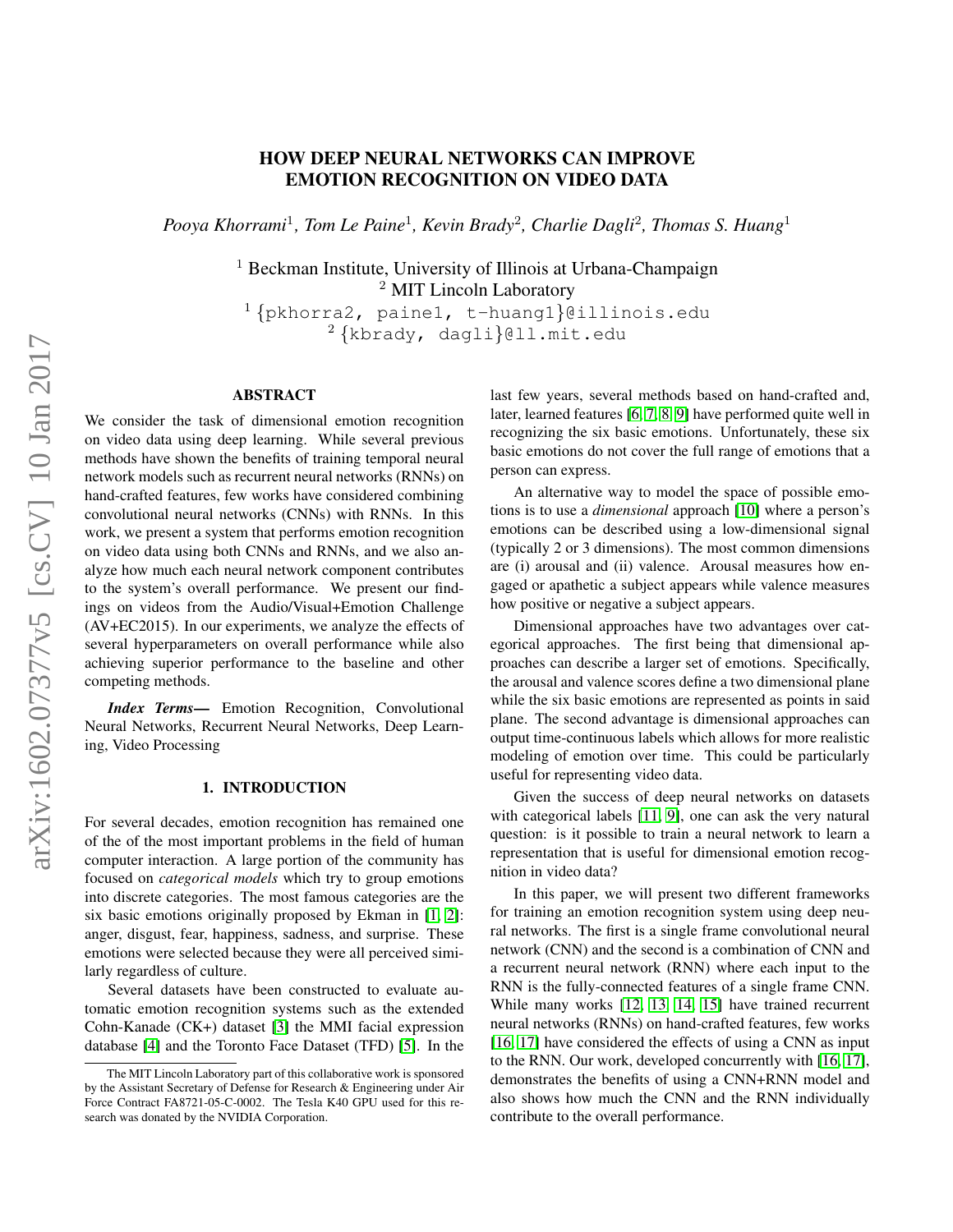# HOW DEEP NEURAL NETWORKS CAN IMPROVE EMOTION RECOGNITION ON VIDEO DATA

*Pooya Khorrami*[1], *Tom Le Paine*[1], *Kevin Brady*[2], *Charlie Dagli*[2], *Thomas S. Huang*[1]

[1] Beckman Institute, University of Illinois at Urbana-Champaign
[2] MIT Lincoln Laboratory
[1] {pkhorra2, paine1, t-huang1}@illinois.edu
[2] {kbrady, dagli}@ll.mit.edu

## ABSTRACT

We consider the task of dimensional emotion recognition on video data using deep learning. While several previous methods have shown the benefits of training temporal neural network models such as recurrent neural networks (RNNs) on hand-crafted features, few works have considered combining convolutional neural networks (CNNs) with RNNs. In this work, we present a system that performs emotion recognition on video data using both CNNs and RNNs, and we also analyze how much each neural network component contributes to the system's overall performance. We present our findings on videos from the Audio/Visual+Emotion Challenge (AV+EC2015). In our experiments, we analyze the effects of several hyperparameters on overall performance while also achieving superior performance to the baseline and other competing methods.

***Index Terms***— Emotion Recognition, Convolutional Neural Networks, Recurrent Neural Networks, Deep Learning, Video Processing

## 1. INTRODUCTION

For several decades, emotion recognition has remained one of the of the most important problems in the field of human computer interaction. A large portion of the community has focused on *categorical models* which try to group emotions into discrete categories. The most famous categories are the six basic emotions originally proposed by Ekman in [1, 2]: anger, disgust, fear, happiness, sadness, and surprise. These emotions were selected because they were all perceived similarly regardless of culture.

Several datasets have been constructed to evaluate automatic emotion recognition systems such as the extended Cohn-Kanade (CK+) dataset [3] the MMI facial expression database [4] and the Toronto Face Dataset (TFD) [5]. In the last few years, several methods based on hand-crafted and, later, learned features [6, 7, 8, 9] have performed quite well in recognizing the six basic emotions. Unfortunately, these six basic emotions do not cover the full range of emotions that a person can express.

An alternative way to model the space of possible emotions is to use a *dimensional* approach [10] where a person's emotions can be described using a low-dimensional signal (typically 2 or 3 dimensions). The most common dimensions are (i) arousal and (ii) valence. Arousal measures how engaged or apathetic a subject appears while valence measures how positive or negative a subject appears.

Dimensional approaches have two advantages over categorical approaches. The first being that dimensional approaches can describe a larger set of emotions. Specifically, the arousal and valence scores define a two dimensional plane while the six basic emotions are represented as points in said plane. The second advantage is dimensional approaches can output time-continuous labels which allows for more realistic modeling of emotion over time. This could be particularly useful for representing video data.

Given the success of deep neural networks on datasets with categorical labels [11, 9], one can ask the very natural question: is it possible to train a neural network to learn a representation that is useful for dimensional emotion recognition in video data?

In this paper, we will present two different frameworks for training an emotion recognition system using deep neural networks. The first is a single frame convolutional neural network (CNN) and the second is a combination of CNN and a recurrent neural network (RNN) where each input to the RNN is the fully-connected features of a single frame CNN. While many works [12, 13, 14, 15] have trained recurrent neural networks (RNNs) on hand-crafted features, few works [16, 17] have considered the effects of using a CNN as input to the RNN. Our work, developed concurrently with [16, 17], demonstrates the benefits of using a CNN+RNN model and also shows how much the CNN and the RNN individually contribute to the overall performance.

The MIT Lincoln Laboratory part of this collaborative work is sponsored by the Assistant Secretary of Defense for Research & Engineering under Air Force Contract FA8721-05-C-0002. The Tesla K40 GPU used for this research was donated by the NVIDIA Corporation.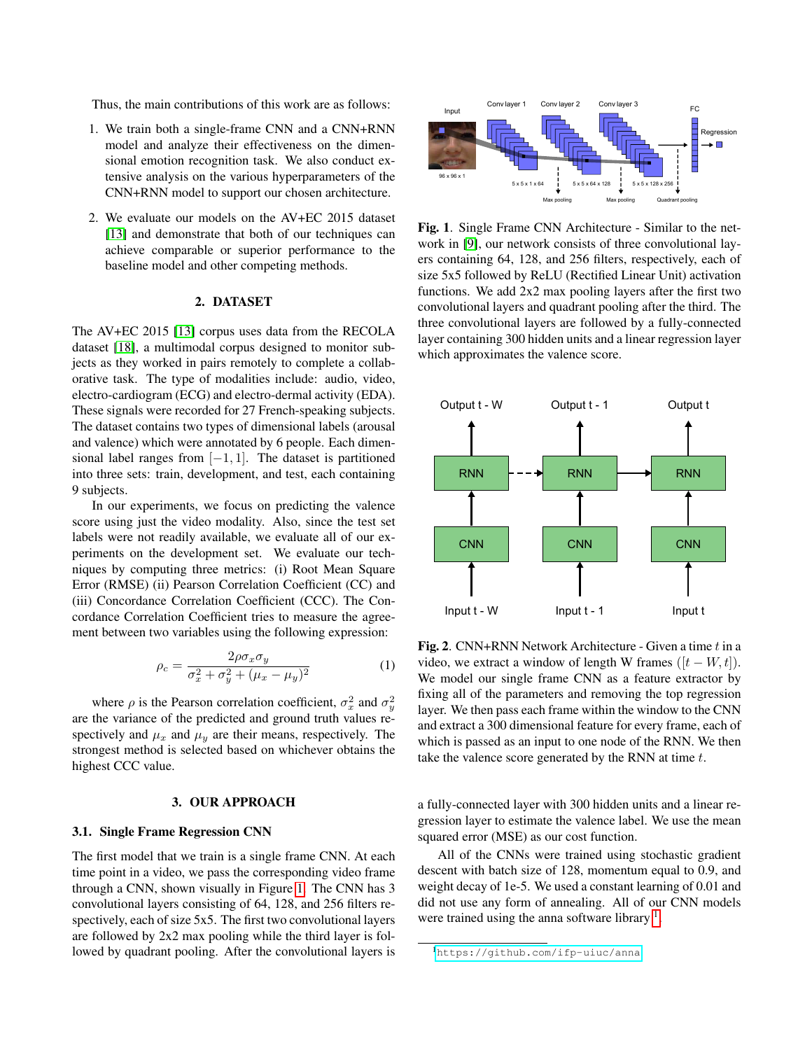Thus, the main contributions of this work are as follows:

1. We train both a single-frame CNN and a CNN+RNN model and analyze their effectiveness on the dimensional emotion recognition task. We also conduct extensive analysis on the various hyperparameters of the CNN+RNN model to support our chosen architecture.

2. We evaluate our models on the AV+EC 2015 dataset [13] and demonstrate that both of our techniques can achieve comparable or superior performance to the baseline model and other competing methods.

## 2. DATASET

The AV+EC 2015 [13] corpus uses data from the RECOLA dataset [18], a multimodal corpus designed to monitor subjects as they worked in pairs remotely to complete a collaborative task. The type of modalities include: audio, video, electro-cardiogram (ECG) and electro-dermal activity (EDA). These signals were recorded for 27 French-speaking subjects. The dataset contains two types of dimensional labels (arousal and valence) which were annotated by 6 people. Each dimensional label ranges from $[-1, 1]$. The dataset is partitioned into three sets: train, development, and test, each containing 9 subjects.

In our experiments, we focus on predicting the valence score using just the video modality. Also, since the test set labels were not readily available, we evaluate all of our experiments on the development set. We evaluate our techniques by computing three metrics: (i) Root Mean Square Error (RMSE) (ii) Pearson Correlation Coefficient (CC) and (iii) Concordance Correlation Coefficient (CCC). The Concordance Correlation Coefficient tries to measure the agreement between two variables using the following expression:

$$\rho_c = \frac{2\rho\sigma_x\sigma_y}{\sigma_x^2 + \sigma_y^2 + (\mu_x - \mu_y)^2} \quad (1)$$

where $\rho$ is the Pearson correlation coefficient, $\sigma_x^2$ and $\sigma_y^2$ are the variance of the predicted and ground truth values respectively and $\mu_x$ and $\mu_y$ are their means, respectively. The strongest method is selected based on whichever obtains the highest CCC value.

## 3. OUR APPROACH

### 3.1. Single Frame Regression CNN

The first model that we train is a single frame CNN. At each time point in a video, we pass the corresponding video frame through a CNN, shown visually in Figure 1. The CNN has 3 convolutional layers consisting of 64, 128, and 256 filters respectively, each of size 5x5. The first two convolutional layers are followed by 2x2 max pooling while the third layer is followed by quadrant pooling. After the convolutional layers is a fully-connected layer with 300 hidden units and a linear regression layer to estimate the valence label. We use the mean squared error (MSE) as our cost function.

All of the CNNs were trained using stochastic gradient descent with batch size of 128, momentum equal to 0.9, and weight decay of 1e-5. We used a constant learning of 0.01 and did not use any form of annealing. All of our CNN models were trained using the anna software library [1].

**Fig. 1**. Single Frame CNN Architecture - Similar to the network in [9], our network consists of three convolutional layers containing 64, 128, and 256 filters, respectively, each of size 5x5 followed by ReLU (Rectified Linear Unit) activation functions. We add 2x2 max pooling layers after the first two convolutional layers and quadrant pooling after the third. The three convolutional layers are followed by a fully-connected layer containing 300 hidden units and a linear regression layer which approximates the valence score.

**Fig. 2**. CNN+RNN Network Architecture - Given a time $t$ in a video, we extract a window of length W frames ($[t - W, t]$). We model our single frame CNN as a feature extractor by fixing all of the parameters and removing the top regression layer. We then pass each frame within the window to the CNN and extract a 300 dimensional feature for every frame, each of which is passed as an input to one node of the RNN. We then take the valence score generated by the RNN at time $t$.

[1] https://github.com/ifp-uiuc/anna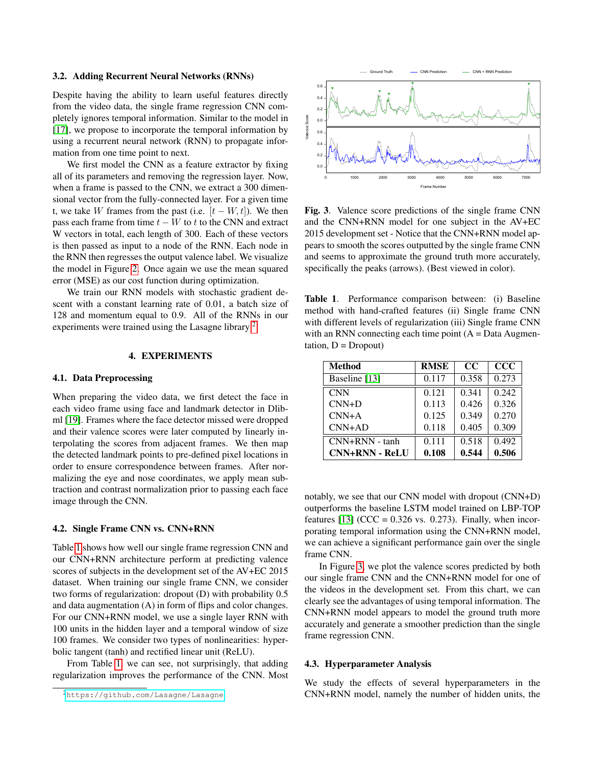### 3.2. Adding Recurrent Neural Networks (RNNs)

Despite having the ability to learn useful features directly from the video data, the single frame regression CNN completely ignores temporal information. Similar to the model in [17], we propose to incorporate the temporal information by using a recurrent neural network (RNN) to propagate information from one time point to next.

We first model the CNN as a feature extractor by fixing all of its parameters and removing the regression layer. Now, when a frame is passed to the CNN, we extract a 300 dimensional vector from the fully-connected layer. For a given time t, we take $W$ frames from the past (i.e. $[t - W, t]$). We then pass each frame from time $t - W$ to $t$ to the CNN and extract W vectors in total, each length of 300. Each of these vectors is then passed as input to a node of the RNN. Each node in the RNN then regresses the output valence label. We visualize the model in Figure 2. Once again we use the mean squared error (MSE) as our cost function during optimization.

We train our RNN models with stochastic gradient descent with a constant learning rate of 0.01, a batch size of 128 and momentum equal to 0.9. All of the RNNs in our experiments were trained using the Lasagne library[2].

## 4. EXPERIMENTS

### 4.1. Data Preprocessing

When preparing the video data, we first detect the face in each video frame using face and landmark detector in Dlib-ml [19]. Frames where the face detector missed were dropped and their valence scores were later computed by linearly interpolating the scores from adjacent frames. We then map the detected landmark points to pre-defined pixel locations in order to ensure correspondence between frames. After normalizing the eye and nose coordinates, we apply mean subtraction and contrast normalization prior to passing each face image through the CNN.

### 4.2. Single Frame CNN vs. CNN+RNN

Table 1 shows how well our single frame regression CNN and our CNN+RNN architecture perform at predicting valence scores of subjects in the development set of the AV+EC 2015 dataset. When training our single frame CNN, we consider two forms of regularization: dropout (D) with probability 0.5 and data augmentation (A) in form of flips and color changes. For our CNN+RNN model, we use a single layer RNN with 100 units in the hidden layer and a temporal window of size 100 frames. We consider two types of nonlinearities: hyperbolic tangent (tanh) and rectified linear unit (ReLU).

From Table 1, we can see, not surprisingly, that adding regularization improves the performance of the CNN. Most notably, we see that our CNN model with dropout (CNN+D) outperforms the baseline LSTM model trained on LBP-TOP features [13] (CCC = 0.326 vs. 0.273). Finally, when incorporating temporal information using the CNN+RNN model, we can achieve a significant performance gain over the single frame CNN.

In Figure 3, we plot the valence scores predicted by both our single frame CNN and the CNN+RNN model for one of the videos in the development set. From this chart, we can clearly see the advantages of using temporal information. The CNN+RNN model appears to model the ground truth more accurately and generate a smoother prediction than the single frame regression CNN.

**Fig. 3**. Valence score predictions of the single frame CNN and the CNN+RNN model for one subject in the AV+EC 2015 development set - Notice that the CNN+RNN model appears to smooth the scores outputted by the single frame CNN and seems to approximate the ground truth more accurately, specifically the peaks (arrows). (Best viewed in color).

**Table 1**. Performance comparison between: (i) Baseline method with hand-crafted features (ii) Single frame CNN with different levels of regularization (iii) Single frame CNN with an RNN connecting each time point (A = Data Augmentation, D = Dropout)

| Method | RMSE | CC | CCC |
|---|---|---|---|
| Baseline [13] | 0.117 | 0.358 | 0.273 |
| CNN | 0.121 | 0.341 | 0.242 |
| CNN+D | 0.113 | 0.426 | 0.326 |
| CNN+A | 0.125 | 0.349 | 0.270 |
| CNN+AD | 0.118 | 0.405 | 0.309 |
| CNN+RNN - tanh | 0.111 | 0.518 | 0.492 |
| **CNN+RNN - ReLU** | **0.108** | **0.544** | **0.506** |

### 4.3. Hyperparameter Analysis

We study the effects of several hyperparameters in the CNN+RNN model, namely the number of hidden units, the

[2] https://github.com/Lasagne/Lasagne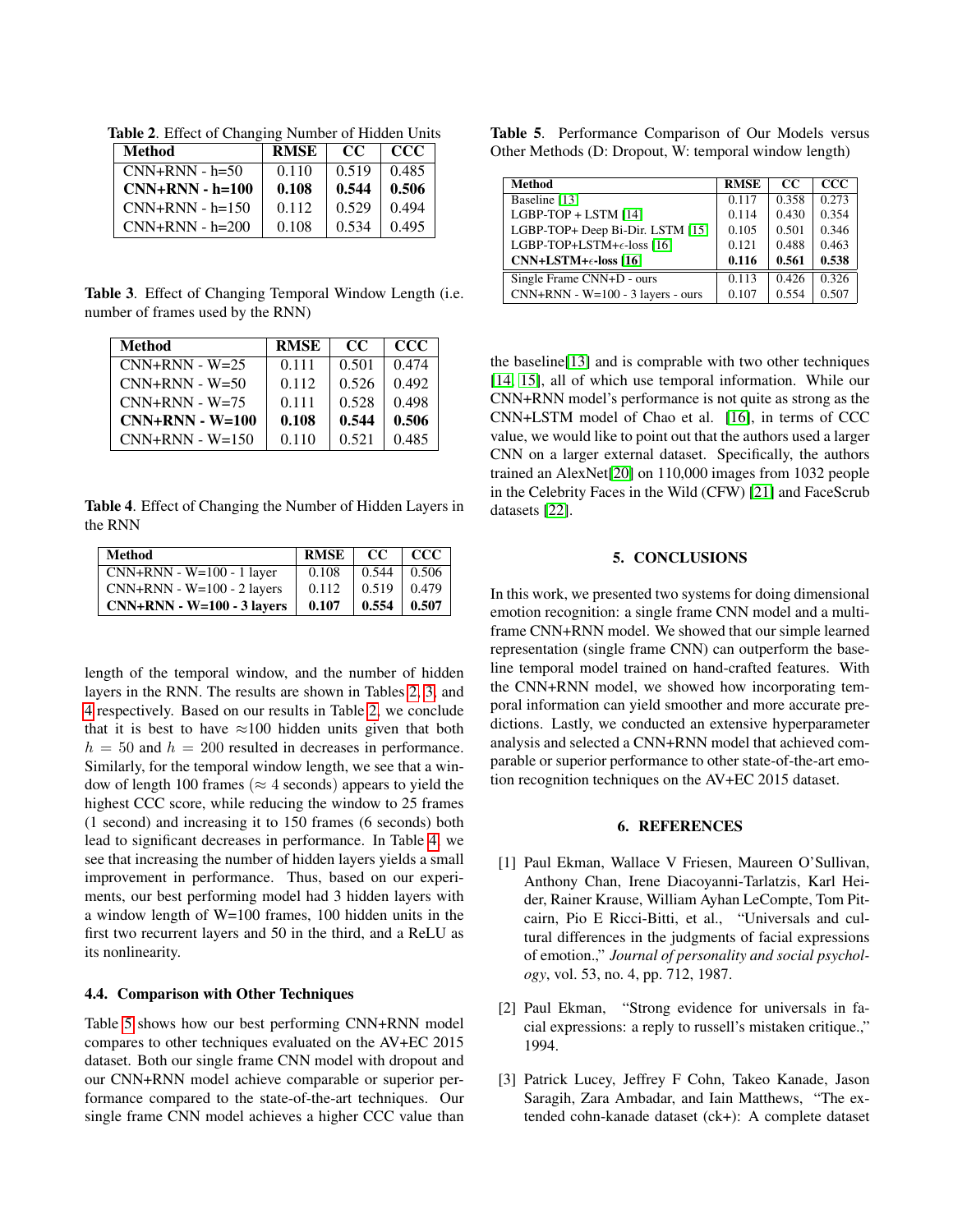**Table 2**. Effect of Changing Number of Hidden Units

| Method | RMSE | CC | CCC |
|---|---|---|---|
| CNN+RNN - h=50 | 0.110 | 0.519 | 0.485 |
| **CNN+RNN - h=100** | **0.108** | **0.544** | **0.506** |
| CNN+RNN - h=150 | 0.112 | 0.529 | 0.494 |
| CNN+RNN - h=200 | 0.108 | 0.534 | 0.495 |

**Table 3**. Effect of Changing Temporal Window Length (i.e. number of frames used by the RNN)

| Method | RMSE | CC | CCC |
|---|---|---|---|
| CNN+RNN - W=25 | 0.111 | 0.501 | 0.474 |
| CNN+RNN - W=50 | 0.112 | 0.526 | 0.492 |
| CNN+RNN - W=75 | 0.111 | 0.528 | 0.498 |
| **CNN+RNN - W=100** | **0.108** | **0.544** | **0.506** |
| CNN+RNN - W=150 | 0.110 | 0.521 | 0.485 |

**Table 4**. Effect of Changing the Number of Hidden Layers in the RNN

| Method | RMSE | CC | CCC |
|---|---|---|---|
| CNN+RNN - W=100 - 1 layer | 0.108 | 0.544 | 0.506 |
| CNN+RNN - W=100 - 2 layers | 0.112 | 0.519 | 0.479 |
| **CNN+RNN - W=100 - 3 layers** | **0.107** | **0.554** | **0.507** |

length of the temporal window, and the number of hidden layers in the RNN. The results are shown in Tables 2, 3, and 4 respectively. Based on our results in Table 2, we conclude that it is best to have $\approx$100 hidden units given that both $h = 50$ and $h = 200$ resulted in decreases in performance. Similarly, for the temporal window length, we see that a window of length 100 frames ($\approx 4$ seconds) appears to yield the highest CCC score, while reducing the window to 25 frames (1 second) and increasing it to 150 frames (6 seconds) both lead to significant decreases in performance. In Table 4, we see that increasing the number of hidden layers yields a small improvement in performance. Thus, based on our experiments, our best performing model had 3 hidden layers with a window length of W=100 frames, 100 hidden units in the first two recurrent layers and 50 in the third, and a ReLU as its nonlinearity.

### 4.4. Comparison with Other Techniques

Table 5 shows how our best performing CNN+RNN model compares to other techniques evaluated on the AV+EC 2015 dataset. Both our single frame CNN model with dropout and our CNN+RNN model achieve comparable or superior performance compared to the state-of-the-art techniques. Our single frame CNN model achieves a higher CCC value than the baseline[13] and is comprable with two other techniques [14, 15], all of which use temporal information. While our CNN+RNN model's performance is not quite as strong as the CNN+LSTM model of Chao et al. [16], in terms of CCC value, we would like to point out that the authors used a larger CNN on a larger external dataset. Specifically, the authors trained an AlexNet[20] on 110,000 images from 1032 people in the Celebrity Faces in the Wild (CFW) [21] and FaceScrub datasets [22].

**Table 5**. Performance Comparison of Our Models versus Other Methods (D: Dropout, W: temporal window length)

| Method | RMSE | CC | CCC |
|---|---|---|---|
| Baseline [13] | 0.117 | 0.358 | 0.273 |
| LGBP-TOP + LSTM [14] | 0.114 | 0.430 | 0.354 |
| LGBP-TOP+ Deep Bi-Dir. LSTM [15] | 0.105 | 0.501 | 0.346 |
| LGBP-TOP+LSTM+$\epsilon$-loss [16] | 0.121 | 0.488 | 0.463 |
| **CNN+LSTM+$\epsilon$-loss [16]** | **0.116** | **0.561** | **0.538** |
| Single Frame CNN+D - ours | 0.113 | 0.426 | 0.326 |
| CNN+RNN - W=100 - 3 layers - ours | 0.107 | 0.554 | 0.507 |

## 5. CONCLUSIONS

In this work, we presented two systems for doing dimensional emotion recognition: a single frame CNN model and a multi-frame CNN+RNN model. We showed that our simple learned representation (single frame CNN) can outperform the baseline temporal model trained on hand-crafted features. With the CNN+RNN model, we showed how incorporating temporal information can yield smoother and more accurate predictions. Lastly, we conducted an extensive hyperparameter analysis and selected a CNN+RNN model that achieved comparable or superior performance to other state-of-the-art emotion recognition techniques on the AV+EC 2015 dataset.

## 6. REFERENCES

[1] Paul Ekman, Wallace V Friesen, Maureen O'Sullivan, Anthony Chan, Irene Diacoyanni-Tarlatzis, Karl Heider, Rainer Krause, William Ayhan LeCompte, Tom Pitcairn, Pio E Ricci-Bitti, et al., "Universals and cultural differences in the judgments of facial expressions of emotion.," *Journal of personality and social psychology*, vol. 53, no. 4, pp. 712, 1987.

[2] Paul Ekman, "Strong evidence for universals in facial expressions: a reply to russell's mistaken critique.," 1994.

[3] Patrick Lucey, Jeffrey F Cohn, Takeo Kanade, Jason Saragih, Zara Ambadar, and Iain Matthews, "The extended cohn-kanade dataset (ck+): A complete dataset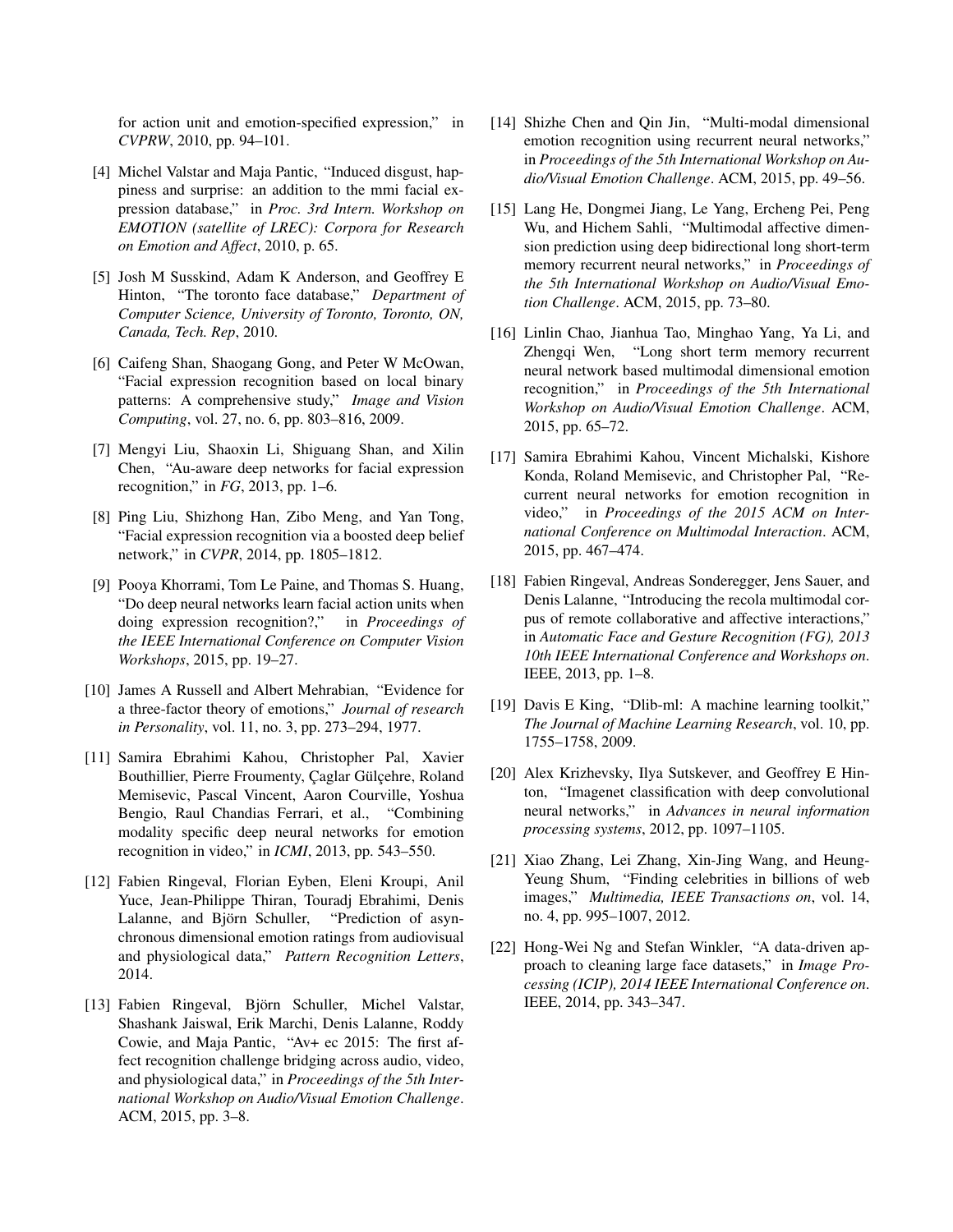for action unit and emotion-specified expression," in *CVPRW*, 2010, pp. 94–101.

[4] Michel Valstar and Maja Pantic, "Induced disgust, happiness and surprise: an addition to the mmi facial expression database," in *Proc. 3rd Intern. Workshop on EMOTION (satellite of LREC): Corpora for Research on Emotion and Affect*, 2010, p. 65.

[5] Josh M Susskind, Adam K Anderson, and Geoffrey E Hinton, "The toronto face database," *Department of Computer Science, University of Toronto, Toronto, ON, Canada, Tech. Rep*, 2010.

[6] Caifeng Shan, Shaogang Gong, and Peter W McOwan, "Facial expression recognition based on local binary patterns: A comprehensive study," *Image and Vision Computing*, vol. 27, no. 6, pp. 803–816, 2009.

[7] Mengyi Liu, Shaoxin Li, Shiguang Shan, and Xilin Chen, "Au-aware deep networks for facial expression recognition," in *FG*, 2013, pp. 1–6.

[8] Ping Liu, Shizhong Han, Zibo Meng, and Yan Tong, "Facial expression recognition via a boosted deep belief network," in *CVPR*, 2014, pp. 1805–1812.

[9] Pooya Khorrami, Tom Le Paine, and Thomas S. Huang, "Do deep neural networks learn facial action units when doing expression recognition?," in *Proceedings of the IEEE International Conference on Computer Vision Workshops*, 2015, pp. 19–27.

[10] James A Russell and Albert Mehrabian, "Evidence for a three-factor theory of emotions," *Journal of research in Personality*, vol. 11, no. 3, pp. 273–294, 1977.

[11] Samira Ebrahimi Kahou, Christopher Pal, Xavier Bouthillier, Pierre Froumenty, Çaglar Gülçehre, Roland Memisevic, Pascal Vincent, Aaron Courville, Yoshua Bengio, Raul Chandias Ferrari, et al., "Combining modality specific deep neural networks for emotion recognition in video," in *ICMI*, 2013, pp. 543–550.

[12] Fabien Ringeval, Florian Eyben, Eleni Kroupi, Anil Yuce, Jean-Philippe Thiran, Touradj Ebrahimi, Denis Lalanne, and Björn Schuller, "Prediction of asynchronous dimensional emotion ratings from audiovisual and physiological data," *Pattern Recognition Letters*, 2014.

[13] Fabien Ringeval, Björn Schuller, Michel Valstar, Shashank Jaiswal, Erik Marchi, Denis Lalanne, Roddy Cowie, and Maja Pantic, "Av+ ec 2015: The first affect recognition challenge bridging across audio, video, and physiological data," in *Proceedings of the 5th International Workshop on Audio/Visual Emotion Challenge*. ACM, 2015, pp. 3–8.

[14] Shizhe Chen and Qin Jin, "Multi-modal dimensional emotion recognition using recurrent neural networks," in *Proceedings of the 5th International Workshop on Audio/Visual Emotion Challenge*. ACM, 2015, pp. 49–56.

[15] Lang He, Dongmei Jiang, Le Yang, Ercheng Pei, Peng Wu, and Hichem Sahli, "Multimodal affective dimension prediction using deep bidirectional long short-term memory recurrent neural networks," in *Proceedings of the 5th International Workshop on Audio/Visual Emotion Challenge*. ACM, 2015, pp. 73–80.

[16] Linlin Chao, Jianhua Tao, Minghao Yang, Ya Li, and Zhengqi Wen, "Long short term memory recurrent neural network based multimodal dimensional emotion recognition," in *Proceedings of the 5th International Workshop on Audio/Visual Emotion Challenge*. ACM, 2015, pp. 65–72.

[17] Samira Ebrahimi Kahou, Vincent Michalski, Kishore Konda, Roland Memisevic, and Christopher Pal, "Recurrent neural networks for emotion recognition in video," in *Proceedings of the 2015 ACM on International Conference on Multimodal Interaction*. ACM, 2015, pp. 467–474.

[18] Fabien Ringeval, Andreas Sonderegger, Jens Sauer, and Denis Lalanne, "Introducing the recola multimodal corpus of remote collaborative and affective interactions," in *Automatic Face and Gesture Recognition (FG), 2013 10th IEEE International Conference and Workshops on*. IEEE, 2013, pp. 1–8.

[19] Davis E King, "Dlib-ml: A machine learning toolkit," *The Journal of Machine Learning Research*, vol. 10, pp. 1755–1758, 2009.

[20] Alex Krizhevsky, Ilya Sutskever, and Geoffrey E Hinton, "Imagenet classification with deep convolutional neural networks," in *Advances in neural information processing systems*, 2012, pp. 1097–1105.

[21] Xiao Zhang, Lei Zhang, Xin-Jing Wang, and Heung-Yeung Shum, "Finding celebrities in billions of web images," *Multimedia, IEEE Transactions on*, vol. 14, no. 4, pp. 995–1007, 2012.

[22] Hong-Wei Ng and Stefan Winkler, "A data-driven approach to cleaning large face datasets," in *Image Processing (ICIP), 2014 IEEE International Conference on*. IEEE, 2014, pp. 343–347.